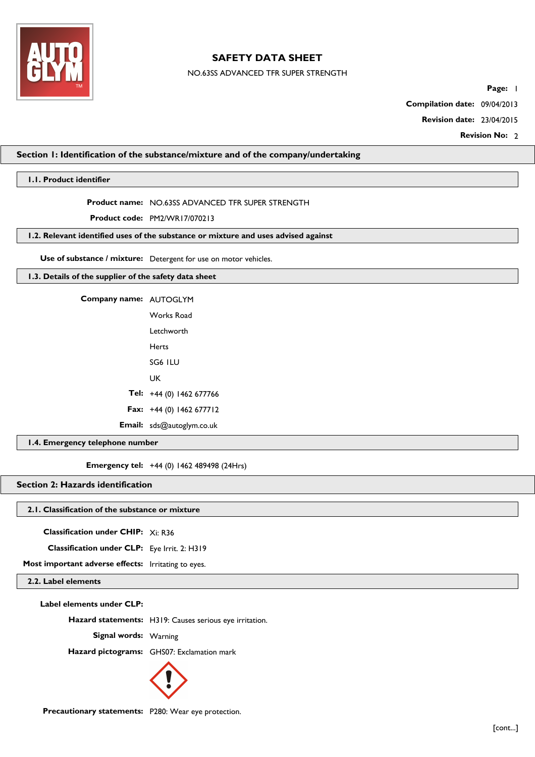# SAFETY DATA SHEET

NO.63SS ADVANCED TFR SUPER STRENGTH

**Compilation date:** 09/04/2013

**Revision date:** 23/04/2015

**Revision No:** 2

## Section 1: Identification of the substance/mixture and of the company/undertaking

### 1.1. Product identifier

**Product name:** NO.63SS ADVANCED TFR SUPER STRENGTH

**Product code:** PM2/WR17/070213

### 1.2. Relevant identified uses of the substance or mixture and uses advised against

**Use of substance / mixture:** Detergent for use on motor vehicles.

### 1.3. Details of the supplier of the safety data sheet

**Company name:** AUTOGLYM

Works Road

Letchworth

Herts

SG6 1LU

UK

**Tel:** +44 (0) 1462 677766

**Fax:** +44 (0) 1462 677712

**Email:** sds@autoglym.co.uk

### 1.4. Emergency telephone number

**Emergency tel:** +44 (0) 1462 489498 (24Hrs)

## Section 2: Hazards identification

### 2.1. Classification of the substance or mixture

**Classification under CHIP:** Xi: R36

**Classification under CLP:** Eye Irrit. 2: H319

**Most important adverse effects:** Irritating to eyes.

### 2.2. Label elements

**Label elements under CLP:**

**Hazard statements:** H319: Causes serious eye irritation.

**Signal words:** Warning

**Hazard pictograms:** GHS07: Exclamation mark

**Precautionary statements:** P280: Wear eye protection.

[cont...]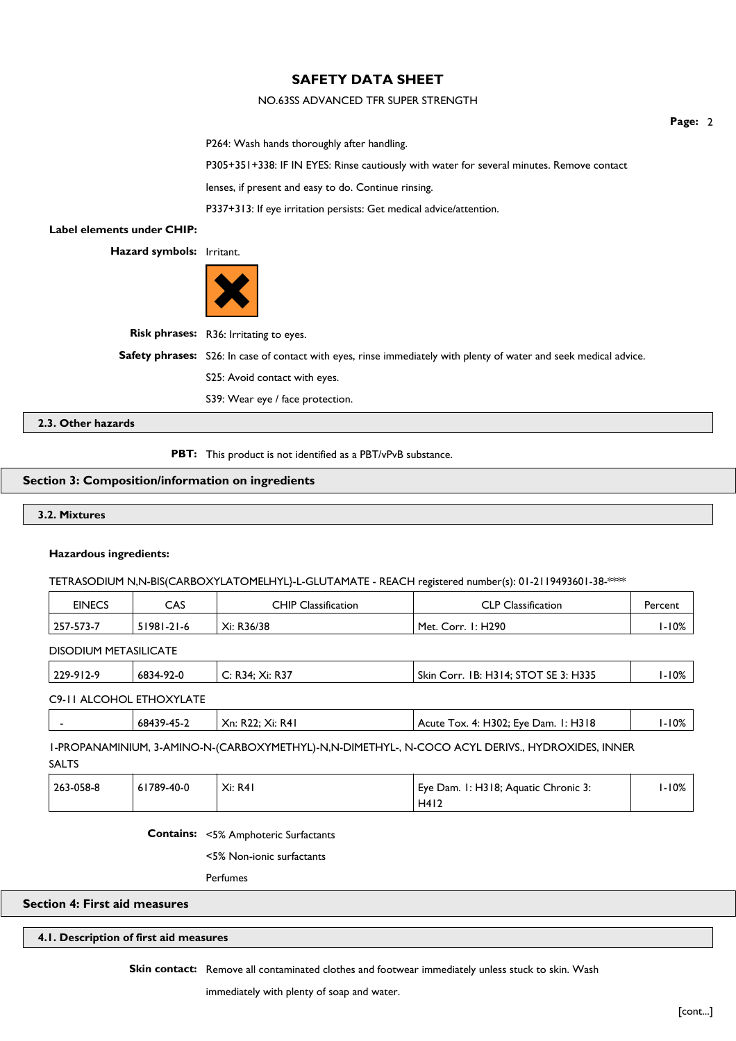P264: Wash hands thoroughly after handling.

P305+351+338: IF IN EYES: Rinse cautiously with water for several minutes. Remove contact lenses, if present and easy to do. Continue rinsing.

P337+313: If eye irritation persists: Get medical advice/attention.

**Label elements under CHIP:**

**Hazard symbols:** Irritant.

**Risk phrases:** R36: Irritating to eyes.

**Safety phrases:** S26: In case of contact with eyes, rinse immediately with plenty of water and seek medical advice.

S25: Avoid contact with eyes.

S39: Wear eye / face protection.

### 2.3. Other hazards

**PBT:** This product is not identified as a PBT/vPvB substance.

## Section 3: Composition/information on ingredients

### 3.2. Mixtures

**Hazardous ingredients:**

TETRASODIUM N,N-BIS(CARBOXYLATOMELHYL)-L-GLUTAMATE - REACH registered number(s): 01-2119493601-38-****

| EINECS | CAS | CHIP Classification | CLP Classification | Percent |
|---|---|---|---|---|
| 257-573-7 | 51981-21-6 | Xi: R36/38 | Met. Corr. 1: H290 | 1-10% |

DISODIUM METASILICATE

| EINECS | CAS | CHIP Classification | CLP Classification | Percent |
|---|---|---|---|---|
| 229-912-9 | 6834-92-0 | C: R34; Xi: R37 | Skin Corr. 1B: H314; STOT SE 3: H335 | 1-10% |

C9-11 ALCOHOL ETHOXYLATE

| EINECS | CAS | CHIP Classification | CLP Classification | Percent |
|---|---|---|---|---|
| - | 68439-45-2 | Xn: R22; Xi: R41 | Acute Tox. 4: H302; Eye Dam. 1: H318 | 1-10% |

1-PROPANAMINIUM, 3-AMINO-N-(CARBOXYMETHYL)-N,N-DIMETHYL-, N-COCO ACYL DERIVS., HYDROXIDES, INNER SALTS

| EINECS | CAS | CHIP Classification | CLP Classification | Percent |
|---|---|---|---|---|
| 263-058-8 | 61789-40-0 | Xi: R41 | Eye Dam. 1: H318; Aquatic Chronic 3: H412 | 1-10% |

**Contains:** <5% Amphoteric Surfactants

<5% Non-ionic surfactants

Perfumes

## Section 4: First aid measures

### 4.1. Description of first aid measures

**Skin contact:** Remove all contaminated clothes and footwear immediately unless stuck to skin. Wash immediately with plenty of soap and water.

[cont...]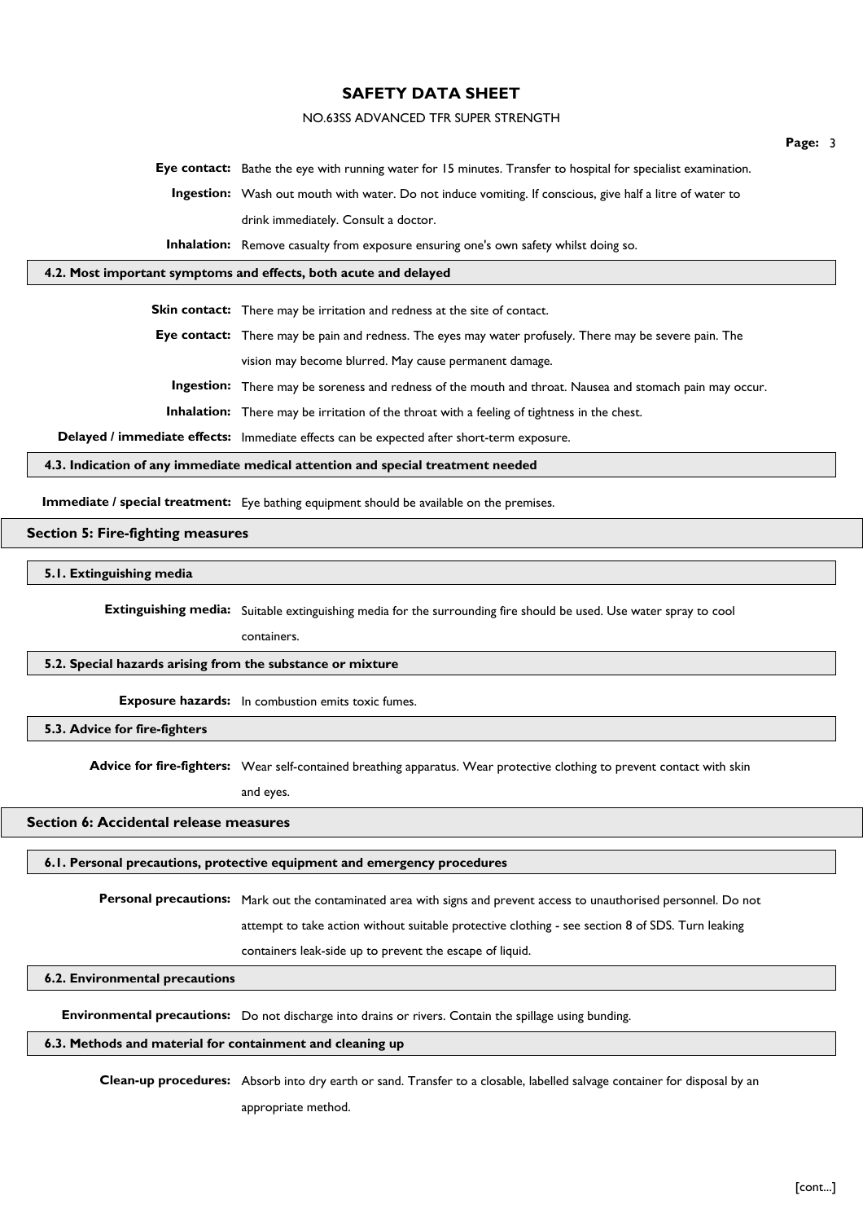**Eye contact:** Bathe the eye with running water for 15 minutes. Transfer to hospital for specialist examination.

**Ingestion:** Wash out mouth with water. Do not induce vomiting. If conscious, give half a litre of water to drink immediately. Consult a doctor.

**Inhalation:** Remove casualty from exposure ensuring one's own safety whilst doing so.

### 4.2. Most important symptoms and effects, both acute and delayed

**Skin contact:** There may be irritation and redness at the site of contact.

**Eye contact:** There may be pain and redness. The eyes may water profusely. There may be severe pain. The vision may become blurred. May cause permanent damage.

**Ingestion:** There may be soreness and redness of the mouth and throat. Nausea and stomach pain may occur.

**Inhalation:** There may be irritation of the throat with a feeling of tightness in the chest.

**Delayed / immediate effects:** Immediate effects can be expected after short-term exposure.

### 4.3. Indication of any immediate medical attention and special treatment needed

**Immediate / special treatment:** Eye bathing equipment should be available on the premises.

## Section 5: Fire-fighting measures

### 5.1. Extinguishing media

**Extinguishing media:** Suitable extinguishing media for the surrounding fire should be used. Use water spray to cool containers.

### 5.2. Special hazards arising from the substance or mixture

**Exposure hazards:** In combustion emits toxic fumes.

### 5.3. Advice for fire-fighters

**Advice for fire-fighters:** Wear self-contained breathing apparatus. Wear protective clothing to prevent contact with skin and eyes.

## Section 6: Accidental release measures

### 6.1. Personal precautions, protective equipment and emergency procedures

**Personal precautions:** Mark out the contaminated area with signs and prevent access to unauthorised personnel. Do not attempt to take action without suitable protective clothing - see section 8 of SDS. Turn leaking containers leak-side up to prevent the escape of liquid.

### 6.2. Environmental precautions

**Environmental precautions:** Do not discharge into drains or rivers. Contain the spillage using bunding.

### 6.3. Methods and material for containment and cleaning up

**Clean-up procedures:** Absorb into dry earth or sand. Transfer to a closable, labelled salvage container for disposal by an appropriate method.

[cont...]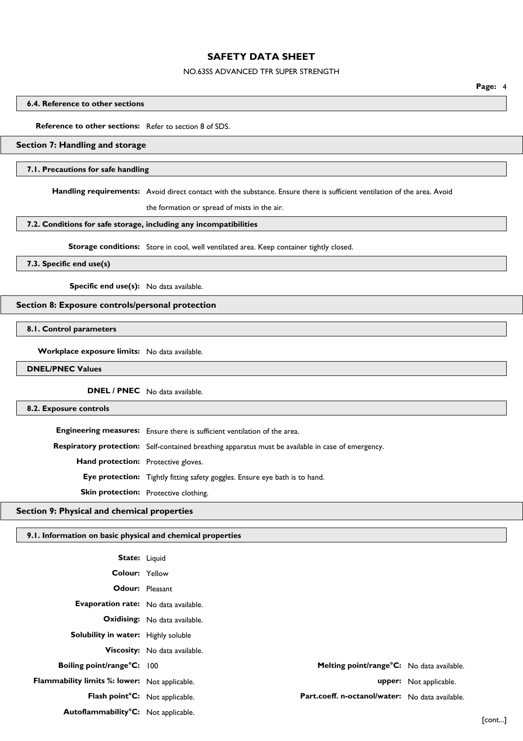#### 6.4. Reference to other sections

**Reference to other sections:** Refer to section 8 of SDS.

## Section 7: Handling and storage

#### 7.1. Precautions for safe handling

**Handling requirements:** Avoid direct contact with the substance. Ensure there is sufficient ventilation of the area. Avoid the formation or spread of mists in the air.

#### 7.2. Conditions for safe storage, including any incompatibilities

**Storage conditions:** Store in cool, well ventilated area. Keep container tightly closed.

#### 7.3. Specific end use(s)

**Specific end use(s):** No data available.

## Section 8: Exposure controls/personal protection

#### 8.1. Control parameters

**Workplace exposure limits:** No data available.

#### DNEL/PNEC Values

**DNEL / PNEC** No data available.

#### 8.2. Exposure controls

**Engineering measures:** Ensure there is sufficient ventilation of the area.

**Respiratory protection:** Self-contained breathing apparatus must be available in case of emergency.

**Hand protection:** Protective gloves.

**Eye protection:** Tightly fitting safety goggles. Ensure eye bath is to hand.

**Skin protection:** Protective clothing.

## Section 9: Physical and chemical properties

#### 9.1. Information on basic physical and chemical properties

**State:** Liquid

**Colour:** Yellow

**Odour:** Pleasant

**Evaporation rate:** No data available.

**Oxidising:** No data available.

**Solubility in water:** Highly soluble

**Viscosity:** No data available.

**Boiling point/range°C:** 100

**Melting point/range°C:** No data available.

**Flammability limits %: lower:** Not applicable.

**upper:** Not applicable.

**Flash point°C:** Not applicable.

**Part.coeff. n-octanol/water:** No data available.

**Autoflammability°C:** Not applicable.

[cont...]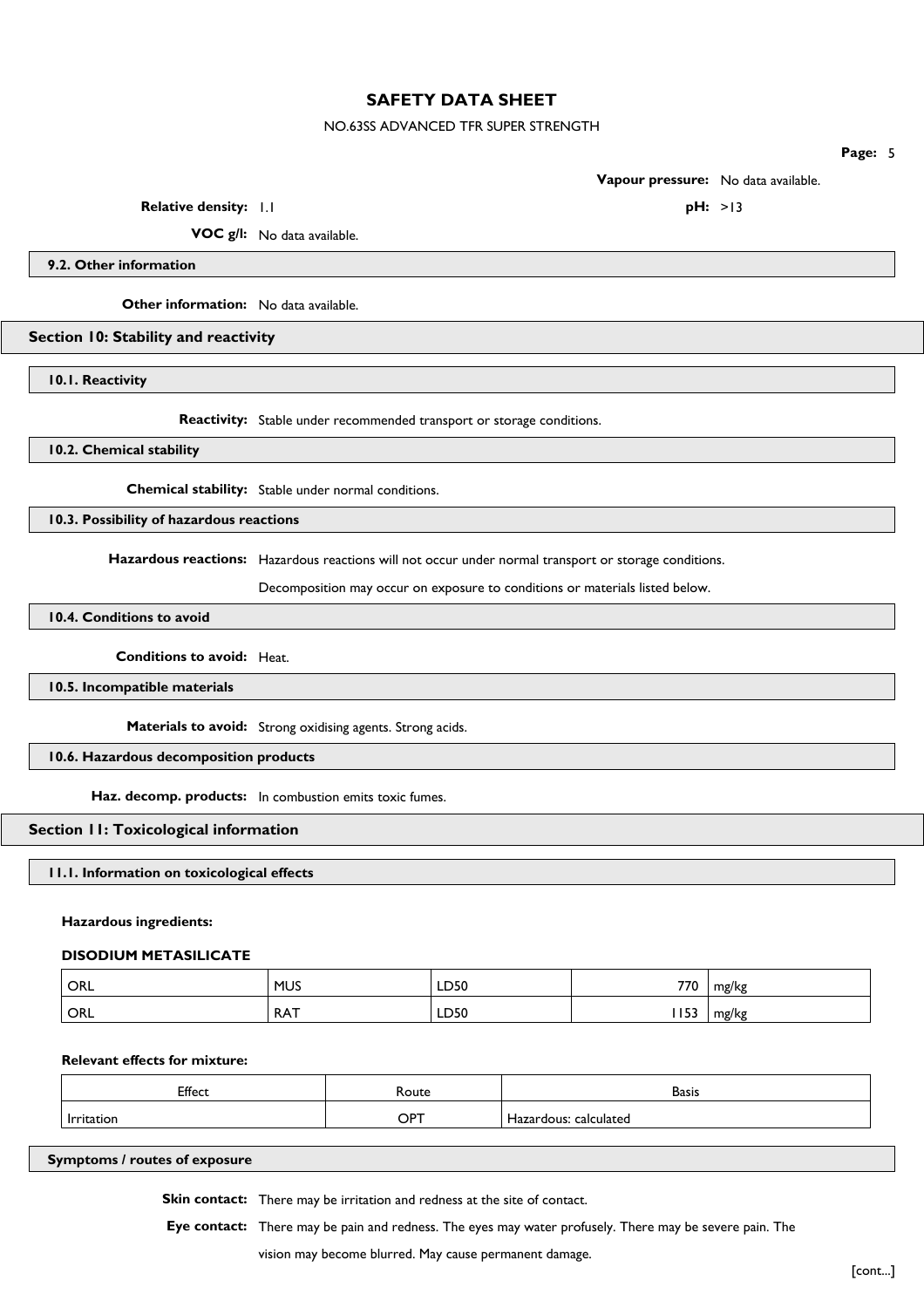**Vapour pressure:** No data available.

**Relative density:** 1.1

**pH:** >13

**VOC g/l:** No data available.

### 9.2. Other information

**Other information:** No data available.

## Section 10: Stability and reactivity

### 10.1. Reactivity

**Reactivity:** Stable under recommended transport or storage conditions.

### 10.2. Chemical stability

**Chemical stability:** Stable under normal conditions.

### 10.3. Possibility of hazardous reactions

**Hazardous reactions:** Hazardous reactions will not occur under normal transport or storage conditions.

Decomposition may occur on exposure to conditions or materials listed below.

### 10.4. Conditions to avoid

**Conditions to avoid:** Heat.

### 10.5. Incompatible materials

**Materials to avoid:** Strong oxidising agents. Strong acids.

### 10.6. Hazardous decomposition products

**Haz. decomp. products:** In combustion emits toxic fumes.

## Section 11: Toxicological information

### 11.1. Information on toxicological effects

**Hazardous ingredients:**

**DISODIUM METASILICATE**

| | | | | |
|---|---|---|---|---|
| ORL | MUS | LD50 | 770 | mg/kg |
| ORL | RAT | LD50 | 1153 | mg/kg |

**Relevant effects for mixture:**

| Effect | Route | Basis |
|---|---|---|
| Irritation | OPT | Hazardous: calculated |

### Symptoms / routes of exposure

**Skin contact:** There may be irritation and redness at the site of contact.

**Eye contact:** There may be pain and redness. The eyes may water profusely. There may be severe pain. The vision may become blurred. May cause permanent damage.

[cont...]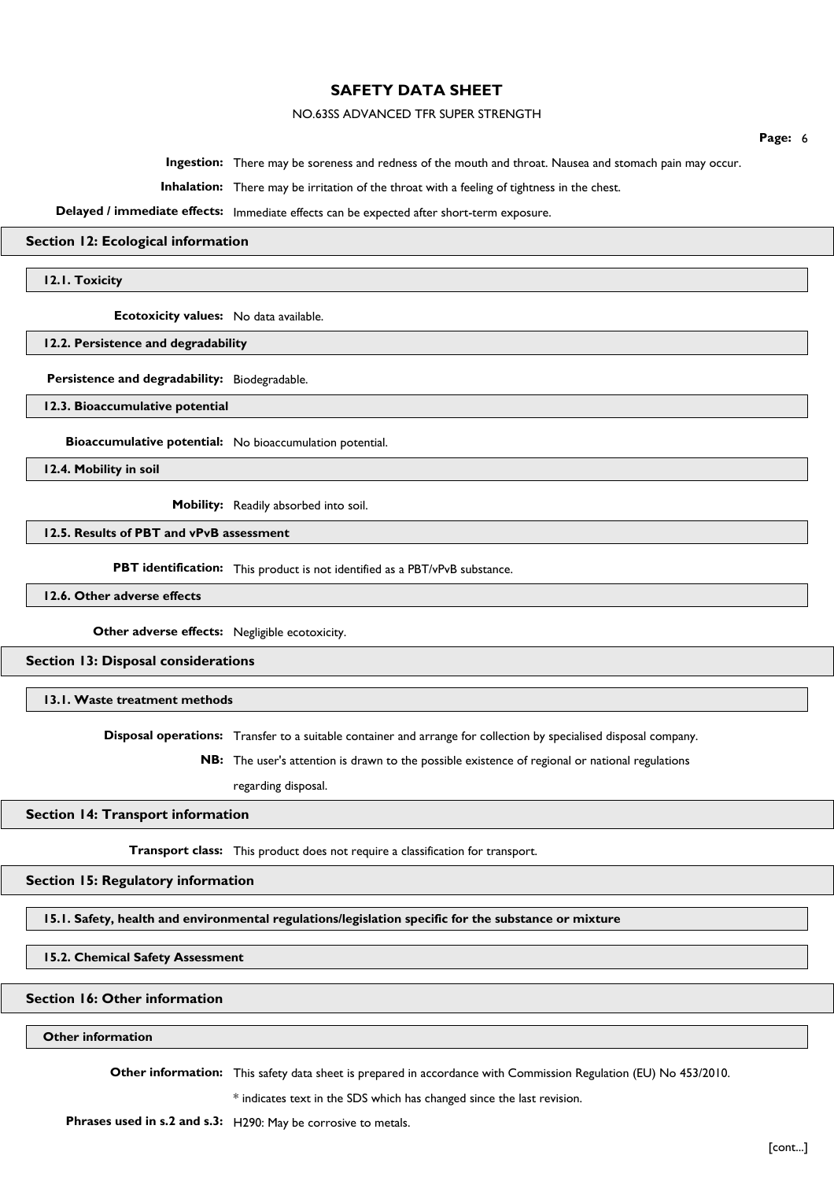**Ingestion:** There may be soreness and redness of the mouth and throat. Nausea and stomach pain may occur.

**Inhalation:** There may be irritation of the throat with a feeling of tightness in the chest.

**Delayed / immediate effects:** Immediate effects can be expected after short-term exposure.

## Section 12: Ecological information

### 12.1. Toxicity

**Ecotoxicity values:** No data available.

### 12.2. Persistence and degradability

**Persistence and degradability:** Biodegradable.

### 12.3. Bioaccumulative potential

**Bioaccumulative potential:** No bioaccumulation potential.

### 12.4. Mobility in soil

**Mobility:** Readily absorbed into soil.

### 12.5. Results of PBT and vPvB assessment

**PBT identification:** This product is not identified as a PBT/vPvB substance.

### 12.6. Other adverse effects

**Other adverse effects:** Negligible ecotoxicity.

## Section 13: Disposal considerations

### 13.1. Waste treatment methods

**Disposal operations:** Transfer to a suitable container and arrange for collection by specialised disposal company.

**NB:** The user's attention is drawn to the possible existence of regional or national regulations regarding disposal.

## Section 14: Transport information

**Transport class:** This product does not require a classification for transport.

## Section 15: Regulatory information

### 15.1. Safety, health and environmental regulations/legislation specific for the substance or mixture

### 15.2. Chemical Safety Assessment

## Section 16: Other information

### Other information

**Other information:** This safety data sheet is prepared in accordance with Commission Regulation (EU) No 453/2010.

* indicates text in the SDS which has changed since the last revision.

**Phrases used in s.2 and s.3:** H290: May be corrosive to metals.

[cont...]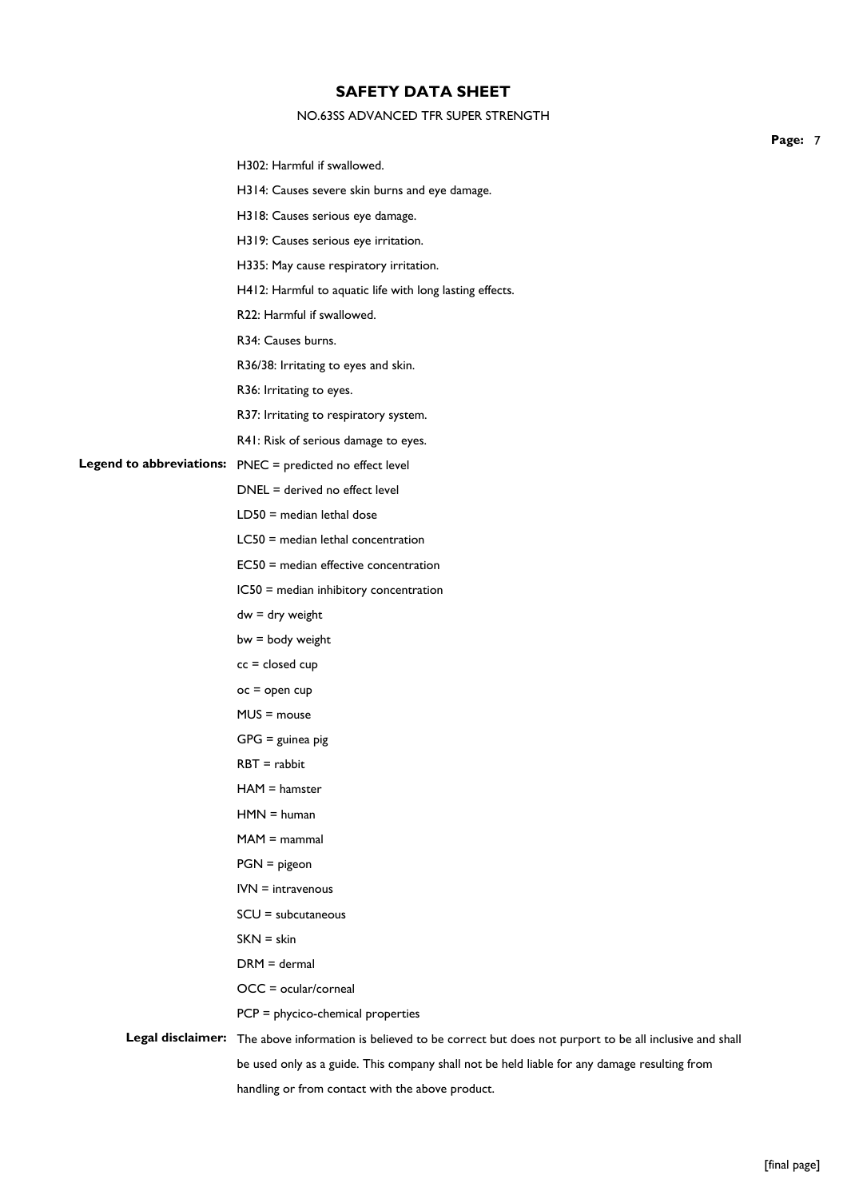H302: Harmful if swallowed.

H314: Causes severe skin burns and eye damage.

H318: Causes serious eye damage.

H319: Causes serious eye irritation.

H335: May cause respiratory irritation.

H412: Harmful to aquatic life with long lasting effects.

R22: Harmful if swallowed.

R34: Causes burns.

R36/38: Irritating to eyes and skin.

R36: Irritating to eyes.

R37: Irritating to respiratory system.

R41: Risk of serious damage to eyes.

**Legend to abbreviations:** PNEC = predicted no effect level

DNEL = derived no effect level

LD50 = median lethal dose

LC50 = median lethal concentration

EC50 = median effective concentration

IC50 = median inhibitory concentration

dw = dry weight

bw = body weight

cc = closed cup

oc = open cup

MUS = mouse

GPG = guinea pig

RBT = rabbit

HAM = hamster

HMN = human

MAM = mammal

PGN = pigeon

IVN = intravenous

SCU = subcutaneous

SKN = skin

DRM = dermal

OCC = ocular/corneal

PCP = phycico-chemical properties

**Legal disclaimer:** The above information is believed to be correct but does not purport to be all inclusive and shall be used only as a guide. This company shall not be held liable for any damage resulting from handling or from contact with the above product.

[final page]